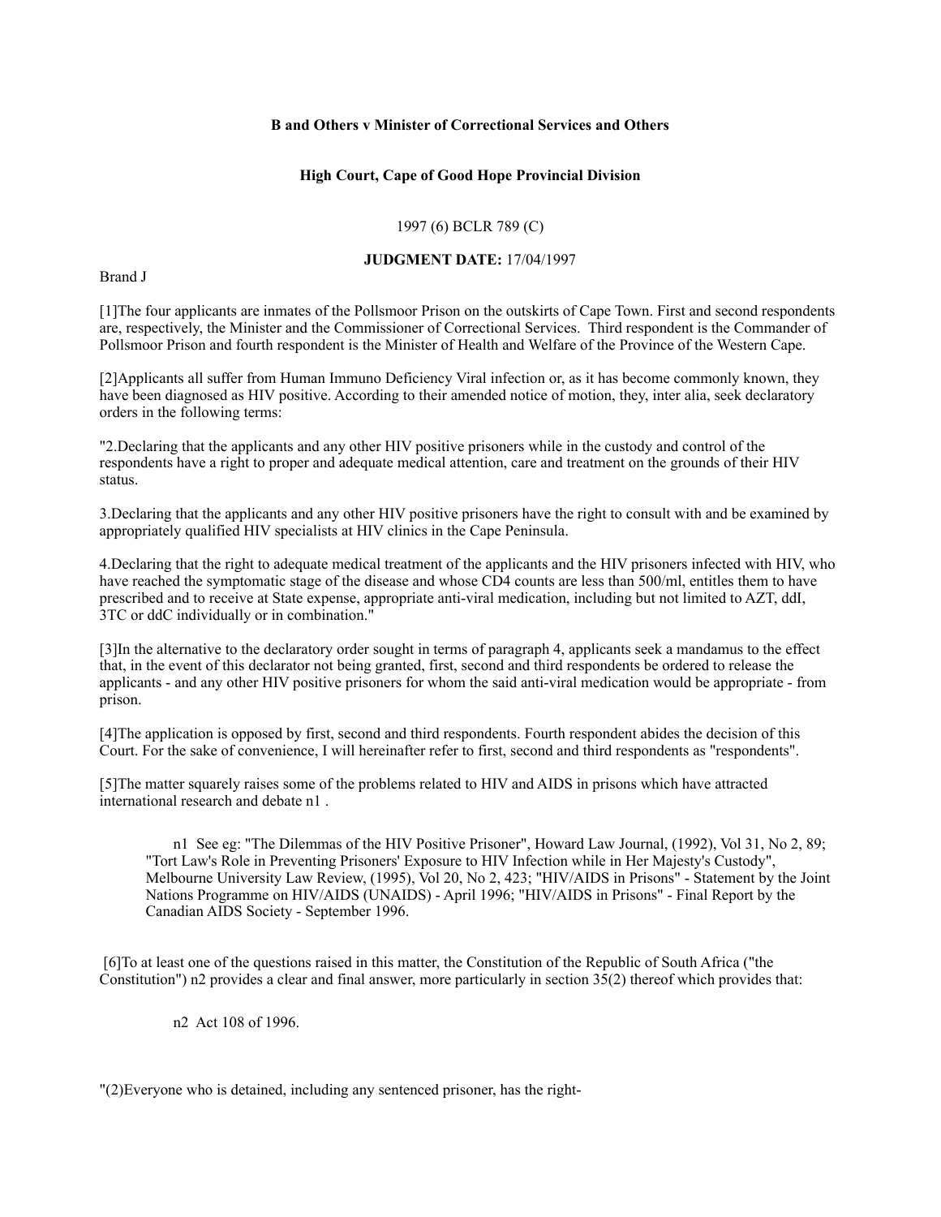**B and Others v Minister of Correctional Services and Others**

**High Court, Cape of Good Hope Provincial Division**

1997 (6) BCLR 789 (C)

**JUDGMENT DATE:** 17/04/1997

Brand J

[1]The four applicants are inmates of the Pollsmoor Prison on the outskirts of Cape Town. First and second respondents are, respectively, the Minister and the Commissioner of Correctional Services. Third respondent is the Commander of Pollsmoor Prison and fourth respondent is the Minister of Health and Welfare of the Province of the Western Cape.

[2]Applicants all suffer from Human Immuno Deficiency Viral infection or, as it has become commonly known, they have been diagnosed as HIV positive. According to their amended notice of motion, they, inter alia, seek declaratory orders in the following terms:

"2.Declaring that the applicants and any other HIV positive prisoners while in the custody and control of the respondents have a right to proper and adequate medical attention, care and treatment on the grounds of their HIV status.

3.Declaring that the applicants and any other HIV positive prisoners have the right to consult with and be examined by appropriately qualified HIV specialists at HIV clinics in the Cape Peninsula.

4.Declaring that the right to adequate medical treatment of the applicants and the HIV prisoners infected with HIV, who have reached the symptomatic stage of the disease and whose CD4 counts are less than 500/ml, entitles them to have prescribed and to receive at State expense, appropriate anti-viral medication, including but not limited to AZT, ddI, 3TC or ddC individually or in combination."

[3]In the alternative to the declaratory order sought in terms of paragraph 4, applicants seek a mandamus to the effect that, in the event of this declarator not being granted, first, second and third respondents be ordered to release the applicants - and any other HIV positive prisoners for whom the said anti-viral medication would be appropriate - from prison.

[4]The application is opposed by first, second and third respondents. Fourth respondent abides the decision of this Court. For the sake of convenience, I will hereinafter refer to first, second and third respondents as "respondents".

[5]The matter squarely raises some of the problems related to HIV and AIDS in prisons which have attracted international research and debate n1 .

> n1 See eg: "The Dilemmas of the HIV Positive Prisoner", Howard Law Journal, (1992), Vol 31, No 2, 89; "Tort Law's Role in Preventing Prisoners' Exposure to HIV Infection while in Her Majesty's Custody", Melbourne University Law Review, (1995), Vol 20, No 2, 423; "HIV/AIDS in Prisons" - Statement by the Joint Nations Programme on HIV/AIDS (UNAIDS) - April 1996; "HIV/AIDS in Prisons" - Final Report by the Canadian AIDS Society - September 1996.

[6]To at least one of the questions raised in this matter, the Constitution of the Republic of South Africa ("the Constitution") n2 provides a clear and final answer, more particularly in section 35(2) thereof which provides that:

> n2 Act 108 of 1996.

"(2)Everyone who is detained, including any sentenced prisoner, has the right-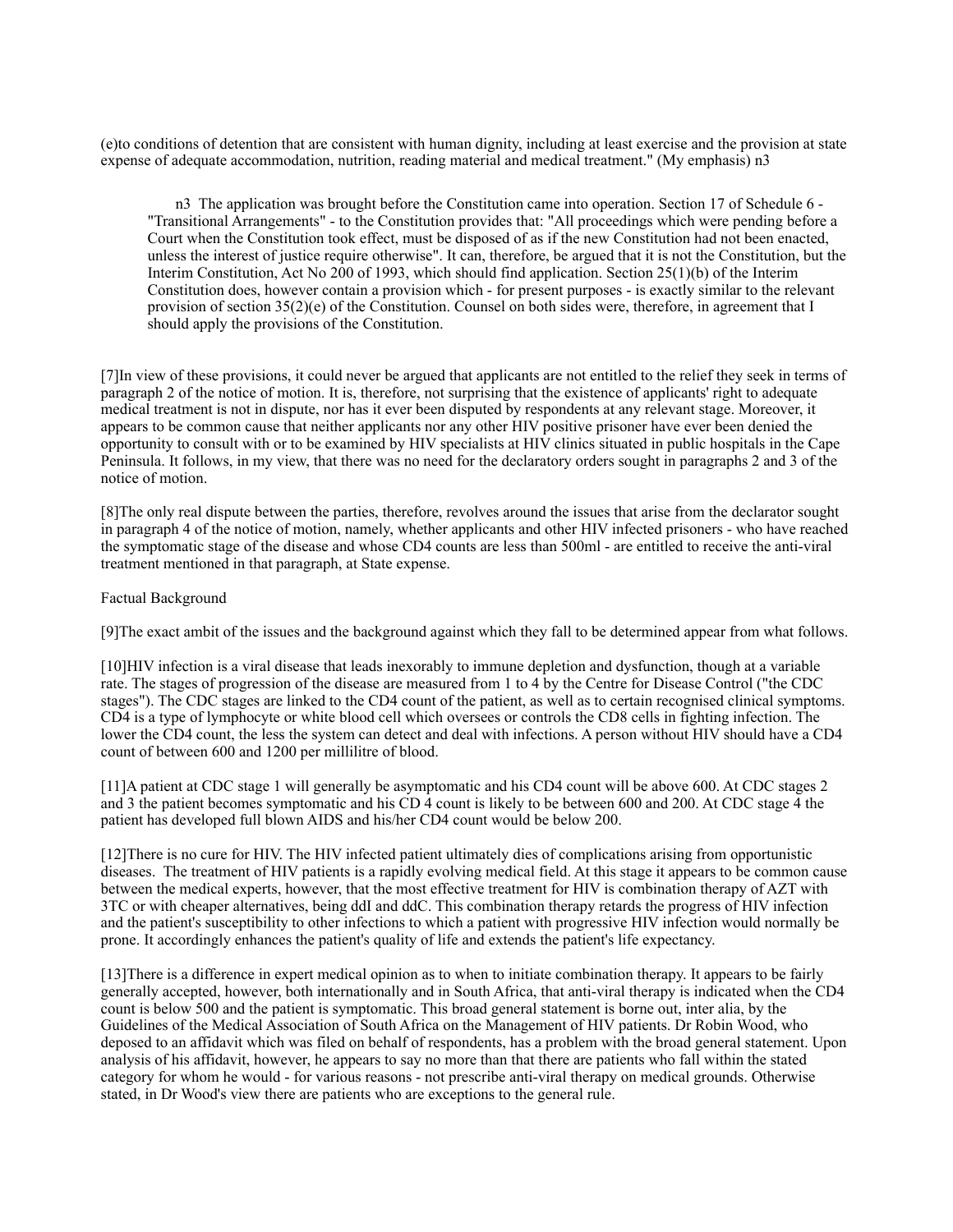(e)to conditions of detention that are consistent with human dignity, including at least exercise and the provision at state expense of adequate accommodation, nutrition, reading material and medical treatment." (My emphasis) n3

> n3 The application was brought before the Constitution came into operation. Section 17 of Schedule 6 - "Transitional Arrangements" - to the Constitution provides that: "All proceedings which were pending before a Court when the Constitution took effect, must be disposed of as if the new Constitution had not been enacted, unless the interest of justice require otherwise". It can, therefore, be argued that it is not the Constitution, but the Interim Constitution, Act No 200 of 1993, which should find application. Section 25(1)(b) of the Interim Constitution does, however contain a provision which - for present purposes - is exactly similar to the relevant provision of section 35(2)(e) of the Constitution. Counsel on both sides were, therefore, in agreement that I should apply the provisions of the Constitution.

[7]In view of these provisions, it could never be argued that applicants are not entitled to the relief they seek in terms of paragraph 2 of the notice of motion. It is, therefore, not surprising that the existence of applicants' right to adequate medical treatment is not in dispute, nor has it ever been disputed by respondents at any relevant stage. Moreover, it appears to be common cause that neither applicants nor any other HIV positive prisoner have ever been denied the opportunity to consult with or to be examined by HIV specialists at HIV clinics situated in public hospitals in the Cape Peninsula. It follows, in my view, that there was no need for the declaratory orders sought in paragraphs 2 and 3 of the notice of motion.

[8]The only real dispute between the parties, therefore, revolves around the issues that arise from the declarator sought in paragraph 4 of the notice of motion, namely, whether applicants and other HIV infected prisoners - who have reached the symptomatic stage of the disease and whose CD4 counts are less than 500ml - are entitled to receive the anti-viral treatment mentioned in that paragraph, at State expense.

Factual Background

[9]The exact ambit of the issues and the background against which they fall to be determined appear from what follows.

[10]HIV infection is a viral disease that leads inexorably to immune depletion and dysfunction, though at a variable rate. The stages of progression of the disease are measured from 1 to 4 by the Centre for Disease Control ("the CDC stages"). The CDC stages are linked to the CD4 count of the patient, as well as to certain recognised clinical symptoms. CD4 is a type of lymphocyte or white blood cell which oversees or controls the CD8 cells in fighting infection. The lower the CD4 count, the less the system can detect and deal with infections. A person without HIV should have a CD4 count of between 600 and 1200 per millilitre of blood.

[11]A patient at CDC stage 1 will generally be asymptomatic and his CD4 count will be above 600. At CDC stages 2 and 3 the patient becomes symptomatic and his CD 4 count is likely to be between 600 and 200. At CDC stage 4 the patient has developed full blown AIDS and his/her CD4 count would be below 200.

[12]There is no cure for HIV. The HIV infected patient ultimately dies of complications arising from opportunistic diseases. The treatment of HIV patients is a rapidly evolving medical field. At this stage it appears to be common cause between the medical experts, however, that the most effective treatment for HIV is combination therapy of AZT with 3TC or with cheaper alternatives, being ddI and ddC. This combination therapy retards the progress of HIV infection and the patient's susceptibility to other infections to which a patient with progressive HIV infection would normally be prone. It accordingly enhances the patient's quality of life and extends the patient's life expectancy.

[13]There is a difference in expert medical opinion as to when to initiate combination therapy. It appears to be fairly generally accepted, however, both internationally and in South Africa, that anti-viral therapy is indicated when the CD4 count is below 500 and the patient is symptomatic. This broad general statement is borne out, inter alia, by the Guidelines of the Medical Association of South Africa on the Management of HIV patients. Dr Robin Wood, who deposed to an affidavit which was filed on behalf of respondents, has a problem with the broad general statement. Upon analysis of his affidavit, however, he appears to say no more than that there are patients who fall within the stated category for whom he would - for various reasons - not prescribe anti-viral therapy on medical grounds. Otherwise stated, in Dr Wood's view there are patients who are exceptions to the general rule.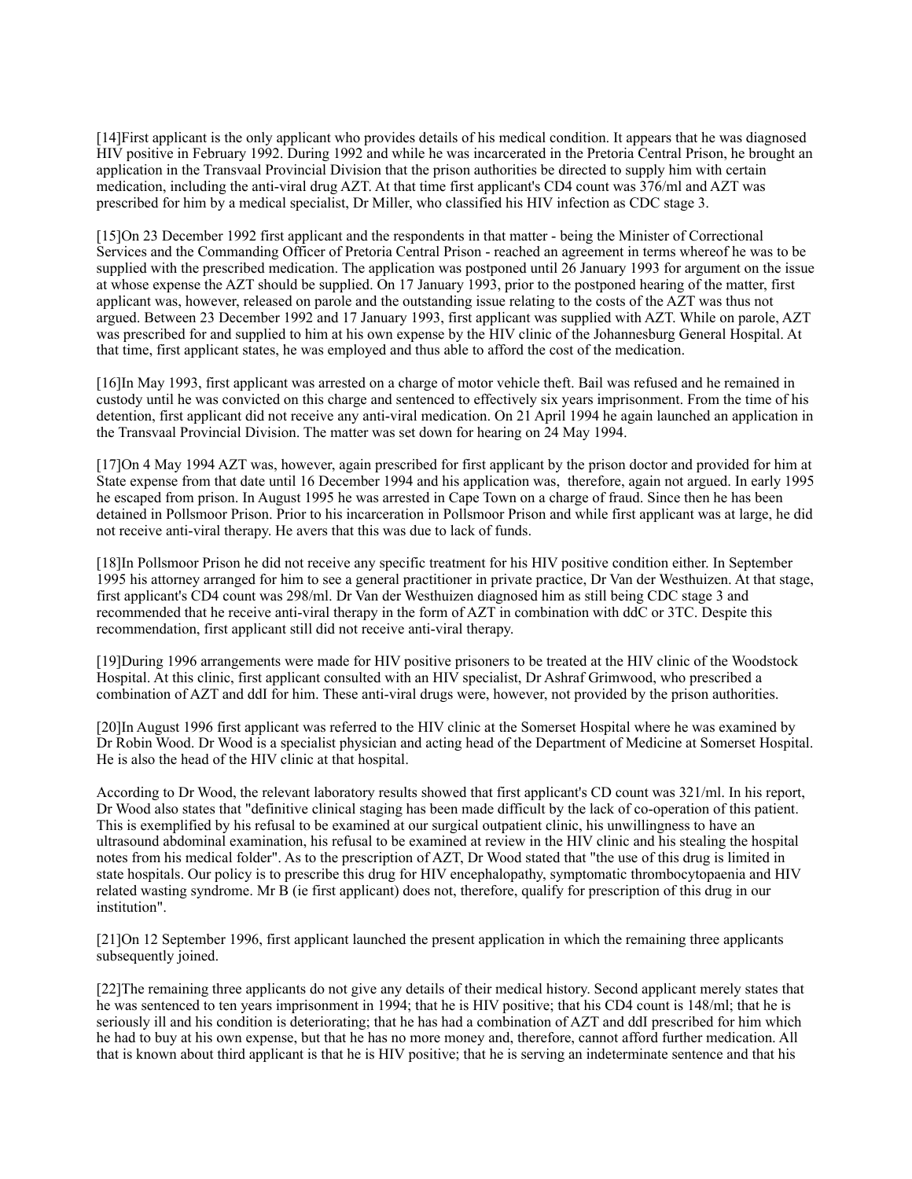[14]First applicant is the only applicant who provides details of his medical condition. It appears that he was diagnosed HIV positive in February 1992. During 1992 and while he was incarcerated in the Pretoria Central Prison, he brought an application in the Transvaal Provincial Division that the prison authorities be directed to supply him with certain medication, including the anti-viral drug AZT. At that time first applicant's CD4 count was 376/ml and AZT was prescribed for him by a medical specialist, Dr Miller, who classified his HIV infection as CDC stage 3.

[15]On 23 December 1992 first applicant and the respondents in that matter - being the Minister of Correctional Services and the Commanding Officer of Pretoria Central Prison - reached an agreement in terms whereof he was to be supplied with the prescribed medication. The application was postponed until 26 January 1993 for argument on the issue at whose expense the AZT should be supplied. On 17 January 1993, prior to the postponed hearing of the matter, first applicant was, however, released on parole and the outstanding issue relating to the costs of the AZT was thus not argued. Between 23 December 1992 and 17 January 1993, first applicant was supplied with AZT. While on parole, AZT was prescribed for and supplied to him at his own expense by the HIV clinic of the Johannesburg General Hospital. At that time, first applicant states, he was employed and thus able to afford the cost of the medication.

[16]In May 1993, first applicant was arrested on a charge of motor vehicle theft. Bail was refused and he remained in custody until he was convicted on this charge and sentenced to effectively six years imprisonment. From the time of his detention, first applicant did not receive any anti-viral medication. On 21 April 1994 he again launched an application in the Transvaal Provincial Division. The matter was set down for hearing on 24 May 1994.

[17]On 4 May 1994 AZT was, however, again prescribed for first applicant by the prison doctor and provided for him at State expense from that date until 16 December 1994 and his application was, therefore, again not argued. In early 1995 he escaped from prison. In August 1995 he was arrested in Cape Town on a charge of fraud. Since then he has been detained in Pollsmoor Prison. Prior to his incarceration in Pollsmoor Prison and while first applicant was at large, he did not receive anti-viral therapy. He avers that this was due to lack of funds.

[18]In Pollsmoor Prison he did not receive any specific treatment for his HIV positive condition either. In September 1995 his attorney arranged for him to see a general practitioner in private practice, Dr Van der Westhuizen. At that stage, first applicant's CD4 count was 298/ml. Dr Van der Westhuizen diagnosed him as still being CDC stage 3 and recommended that he receive anti-viral therapy in the form of AZT in combination with ddC or 3TC. Despite this recommendation, first applicant still did not receive anti-viral therapy.

[19]During 1996 arrangements were made for HIV positive prisoners to be treated at the HIV clinic of the Woodstock Hospital. At this clinic, first applicant consulted with an HIV specialist, Dr Ashraf Grimwood, who prescribed a combination of AZT and ddI for him. These anti-viral drugs were, however, not provided by the prison authorities.

[20]In August 1996 first applicant was referred to the HIV clinic at the Somerset Hospital where he was examined by Dr Robin Wood. Dr Wood is a specialist physician and acting head of the Department of Medicine at Somerset Hospital. He is also the head of the HIV clinic at that hospital.

According to Dr Wood, the relevant laboratory results showed that first applicant's CD count was 321/ml. In his report, Dr Wood also states that "definitive clinical staging has been made difficult by the lack of co-operation of this patient. This is exemplified by his refusal to be examined at our surgical outpatient clinic, his unwillingness to have an ultrasound abdominal examination, his refusal to be examined at review in the HIV clinic and his stealing the hospital notes from his medical folder". As to the prescription of AZT, Dr Wood stated that "the use of this drug is limited in state hospitals. Our policy is to prescribe this drug for HIV encephalopathy, symptomatic thrombocytopaenia and HIV related wasting syndrome. Mr B (ie first applicant) does not, therefore, qualify for prescription of this drug in our institution".

[21]On 12 September 1996, first applicant launched the present application in which the remaining three applicants subsequently joined.

[22]The remaining three applicants do not give any details of their medical history. Second applicant merely states that he was sentenced to ten years imprisonment in 1994; that he is HIV positive; that his CD4 count is 148/ml; that he is seriously ill and his condition is deteriorating; that he has had a combination of AZT and ddI prescribed for him which he had to buy at his own expense, but that he has no more money and, therefore, cannot afford further medication. All that is known about third applicant is that he is HIV positive; that he is serving an indeterminate sentence and that his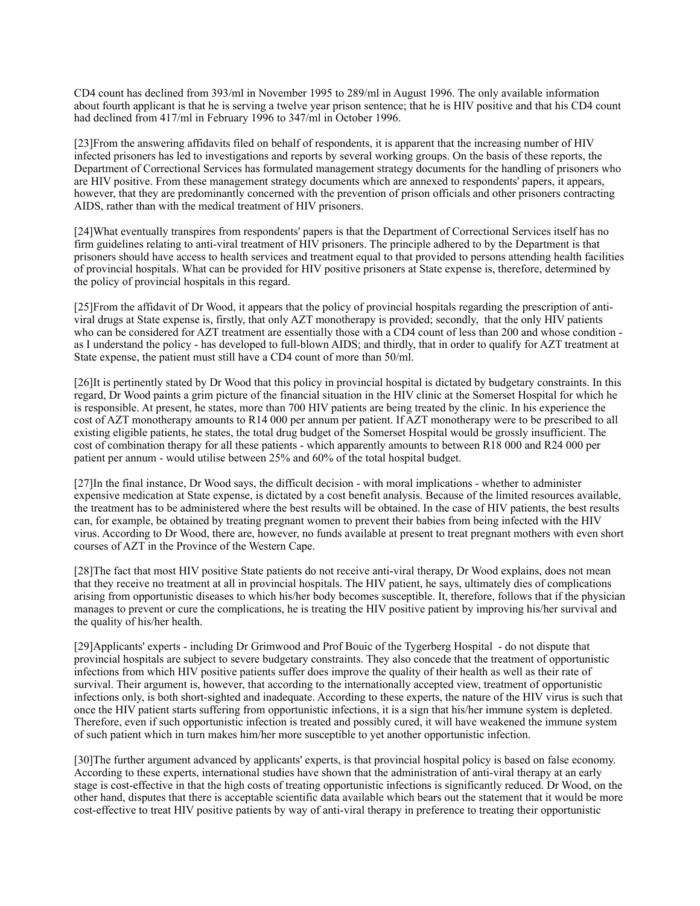CD4 count has declined from 393/ml in November 1995 to 289/ml in August 1996. The only available information about fourth applicant is that he is serving a twelve year prison sentence; that he is HIV positive and that his CD4 count had declined from 417/ml in February 1996 to 347/ml in October 1996.

[23]From the answering affidavits filed on behalf of respondents, it is apparent that the increasing number of HIV infected prisoners has led to investigations and reports by several working groups. On the basis of these reports, the Department of Correctional Services has formulated management strategy documents for the handling of prisoners who are HIV positive. From these management strategy documents which are annexed to respondents' papers, it appears, however, that they are predominantly concerned with the prevention of prison officials and other prisoners contracting AIDS, rather than with the medical treatment of HIV prisoners.

[24]What eventually transpires from respondents' papers is that the Department of Correctional Services itself has no firm guidelines relating to anti-viral treatment of HIV prisoners. The principle adhered to by the Department is that prisoners should have access to health services and treatment equal to that provided to persons attending health facilities of provincial hospitals. What can be provided for HIV positive prisoners at State expense is, therefore, determined by the policy of provincial hospitals in this regard.

[25]From the affidavit of Dr Wood, it appears that the policy of provincial hospitals regarding the prescription of anti-viral drugs at State expense is, firstly, that only AZT monotherapy is provided; secondly, that the only HIV patients who can be considered for AZT treatment are essentially those with a CD4 count of less than 200 and whose condition - as I understand the policy - has developed to full-blown AIDS; and thirdly, that in order to qualify for AZT treatment at State expense, the patient must still have a CD4 count of more than 50/ml.

[26]It is pertinently stated by Dr Wood that this policy in provincial hospital is dictated by budgetary constraints. In this regard, Dr Wood paints a grim picture of the financial situation in the HIV clinic at the Somerset Hospital for which he is responsible. At present, he states, more than 700 HIV patients are being treated by the clinic. In his experience the cost of AZT monotherapy amounts to R14 000 per annum per patient. If AZT monotherapy were to be prescribed to all existing eligible patients, he states, the total drug budget of the Somerset Hospital would be grossly insufficient. The cost of combination therapy for all these patients - which apparently amounts to between R18 000 and R24 000 per patient per annum - would utilise between 25% and 60% of the total hospital budget.

[27]In the final instance, Dr Wood says, the difficult decision - with moral implications - whether to administer expensive medication at State expense, is dictated by a cost benefit analysis. Because of the limited resources available, the treatment has to be administered where the best results will be obtained. In the case of HIV patients, the best results can, for example, be obtained by treating pregnant women to prevent their babies from being infected with the HIV virus. According to Dr Wood, there are, however, no funds available at present to treat pregnant mothers with even short courses of AZT in the Province of the Western Cape.

[28]The fact that most HIV positive State patients do not receive anti-viral therapy, Dr Wood explains, does not mean that they receive no treatment at all in provincial hospitals. The HIV patient, he says, ultimately dies of complications arising from opportunistic diseases to which his/her body becomes susceptible. It, therefore, follows that if the physician manages to prevent or cure the complications, he is treating the HIV positive patient by improving his/her survival and the quality of his/her health.

[29]Applicants' experts - including Dr Grimwood and Prof Bouic of the Tygerberg Hospital - do not dispute that provincial hospitals are subject to severe budgetary constraints. They also concede that the treatment of opportunistic infections from which HIV positive patients suffer does improve the quality of their health as well as their rate of survival. Their argument is, however, that according to the internationally accepted view, treatment of opportunistic infections only, is both short-sighted and inadequate. According to these experts, the nature of the HIV virus is such that once the HIV patient starts suffering from opportunistic infections, it is a sign that his/her immune system is depleted. Therefore, even if such opportunistic infection is treated and possibly cured, it will have weakened the immune system of such patient which in turn makes him/her more susceptible to yet another opportunistic infection.

[30]The further argument advanced by applicants' experts, is that provincial hospital policy is based on false economy. According to these experts, international studies have shown that the administration of anti-viral therapy at an early stage is cost-effective in that the high costs of treating opportunistic infections is significantly reduced. Dr Wood, on the other hand, disputes that there is acceptable scientific data available which bears out the statement that it would be more cost-effective to treat HIV positive patients by way of anti-viral therapy in preference to treating their opportunistic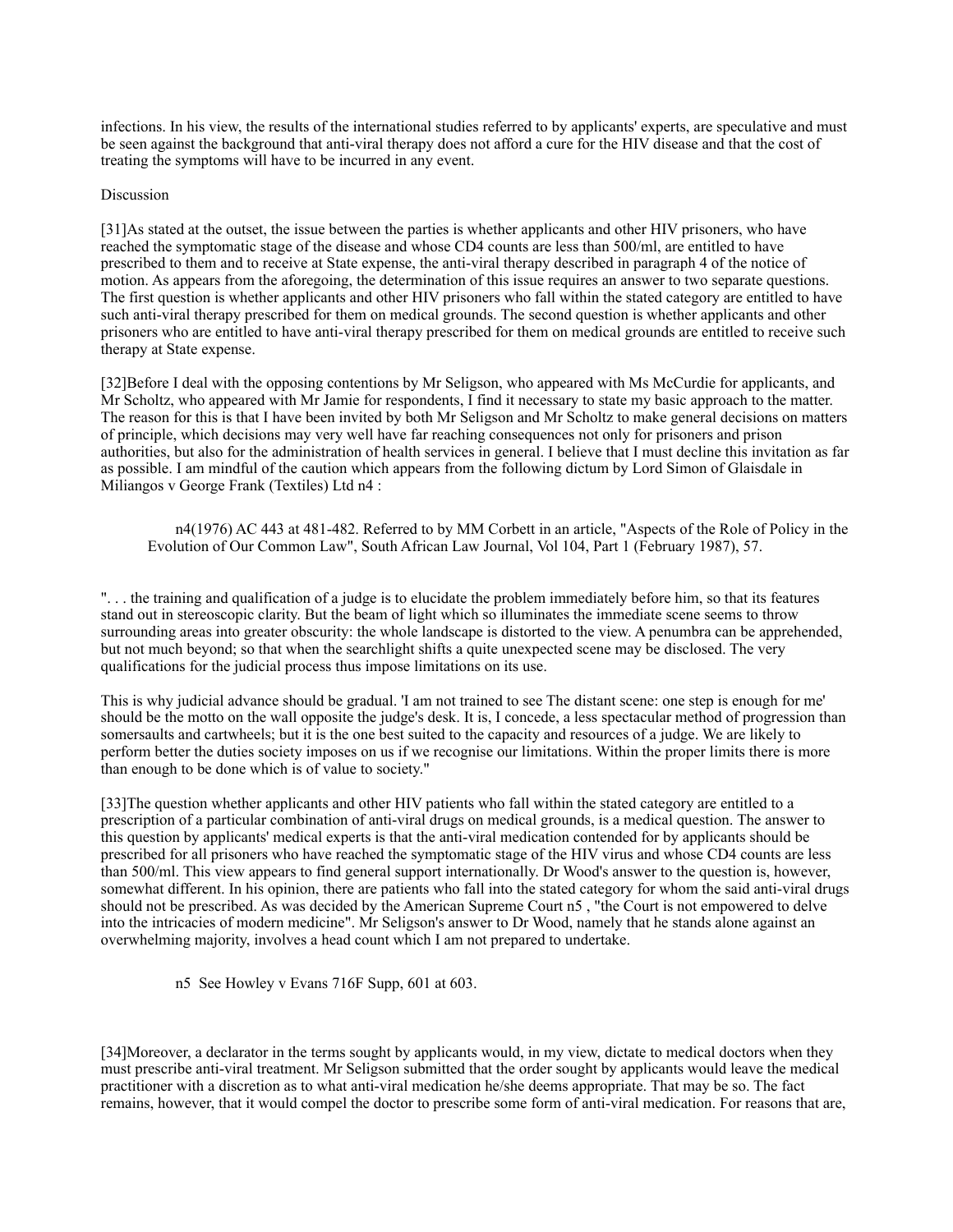infections. In his view, the results of the international studies referred to by applicants' experts, are speculative and must be seen against the background that anti-viral therapy does not afford a cure for the HIV disease and that the cost of treating the symptoms will have to be incurred in any event.

Discussion

[31]As stated at the outset, the issue between the parties is whether applicants and other HIV prisoners, who have reached the symptomatic stage of the disease and whose CD4 counts are less than 500/ml, are entitled to have prescribed to them and to receive at State expense, the anti-viral therapy described in paragraph 4 of the notice of motion. As appears from the aforegoing, the determination of this issue requires an answer to two separate questions. The first question is whether applicants and other HIV prisoners who fall within the stated category are entitled to have such anti-viral therapy prescribed for them on medical grounds. The second question is whether applicants and other prisoners who are entitled to have anti-viral therapy prescribed for them on medical grounds are entitled to receive such therapy at State expense.

[32]Before I deal with the opposing contentions by Mr Seligson, who appeared with Ms McCurdie for applicants, and Mr Scholtz, who appeared with Mr Jamie for respondents, I find it necessary to state my basic approach to the matter. The reason for this is that I have been invited by both Mr Seligson and Mr Scholtz to make general decisions on matters of principle, which decisions may very well have far reaching consequences not only for prisoners and prison authorities, but also for the administration of health services in general. I believe that I must decline this invitation as far as possible. I am mindful of the caution which appears from the following dictum by Lord Simon of Glaisdale in Miliangos v George Frank (Textiles) Ltd n4 :

> n4(1976) AC 443 at 481-482. Referred to by MM Corbett in an article, "Aspects of the Role of Policy in the Evolution of Our Common Law", South African Law Journal, Vol 104, Part 1 (February 1987), 57.

". . . the training and qualification of a judge is to elucidate the problem immediately before him, so that its features stand out in stereoscopic clarity. But the beam of light which so illuminates the immediate scene seems to throw surrounding areas into greater obscurity: the whole landscape is distorted to the view. A penumbra can be apprehended, but not much beyond; so that when the searchlight shifts a quite unexpected scene may be disclosed. The very qualifications for the judicial process thus impose limitations on its use.

This is why judicial advance should be gradual. 'I am not trained to see The distant scene: one step is enough for me' should be the motto on the wall opposite the judge's desk. It is, I concede, a less spectacular method of progression than somersaults and cartwheels; but it is the one best suited to the capacity and resources of a judge. We are likely to perform better the duties society imposes on us if we recognise our limitations. Within the proper limits there is more than enough to be done which is of value to society."

[33]The question whether applicants and other HIV patients who fall within the stated category are entitled to a prescription of a particular combination of anti-viral drugs on medical grounds, is a medical question. The answer to this question by applicants' medical experts is that the anti-viral medication contended for by applicants should be prescribed for all prisoners who have reached the symptomatic stage of the HIV virus and whose CD4 counts are less than 500/ml. This view appears to find general support internationally. Dr Wood's answer to the question is, however, somewhat different. In his opinion, there are patients who fall into the stated category for whom the said anti-viral drugs should not be prescribed. As was decided by the American Supreme Court n5 , "the Court is not empowered to delve into the intricacies of modern medicine". Mr Seligson's answer to Dr Wood, namely that he stands alone against an overwhelming majority, involves a head count which I am not prepared to undertake.

> n5 See Howley v Evans 716F Supp, 601 at 603.

[34]Moreover, a declarator in the terms sought by applicants would, in my view, dictate to medical doctors when they must prescribe anti-viral treatment. Mr Seligson submitted that the order sought by applicants would leave the medical practitioner with a discretion as to what anti-viral medication he/she deems appropriate. That may be so. The fact remains, however, that it would compel the doctor to prescribe some form of anti-viral medication. For reasons that are,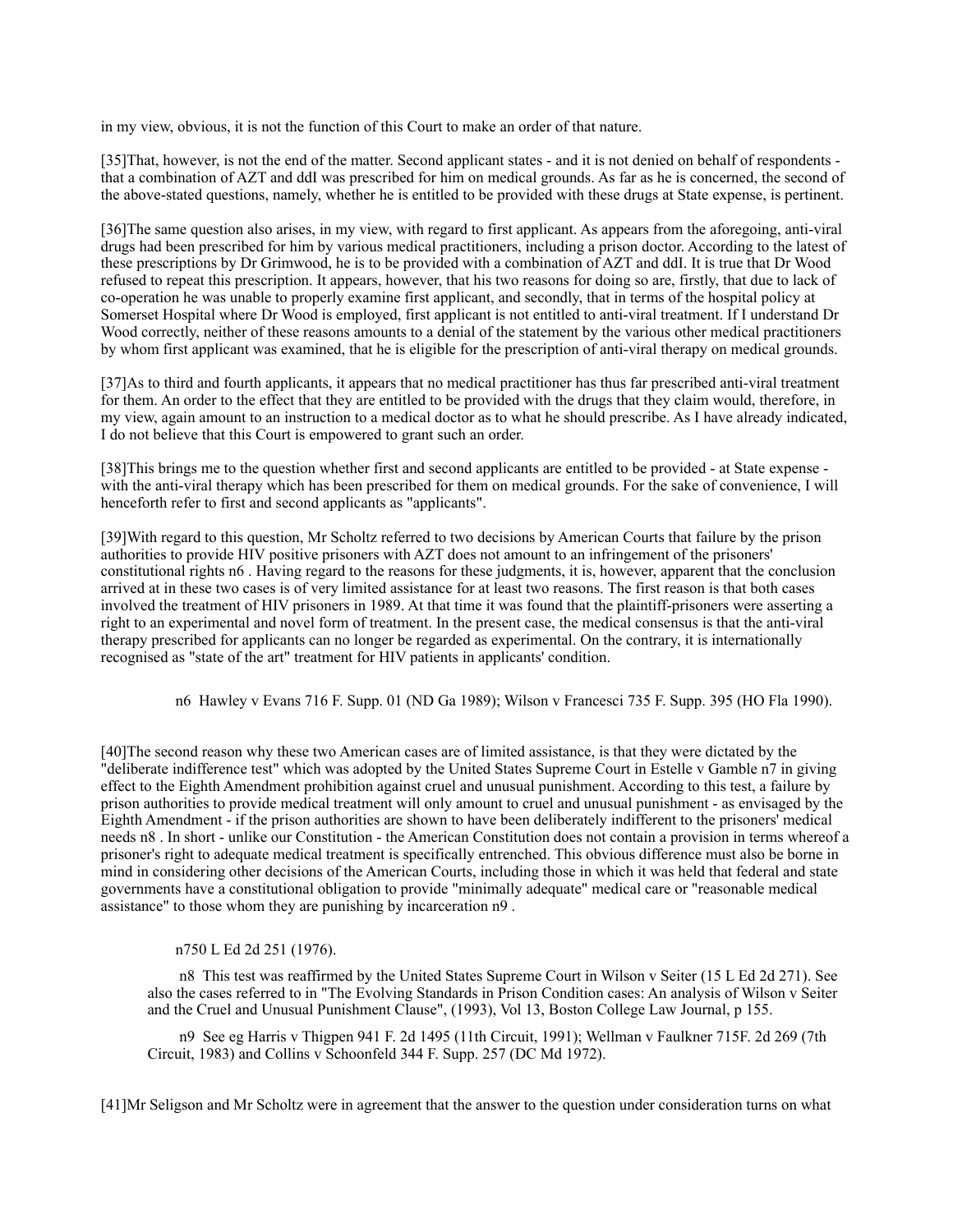in my view, obvious, it is not the function of this Court to make an order of that nature.

[35]That, however, is not the end of the matter. Second applicant states - and it is not denied on behalf of respondents - that a combination of AZT and ddI was prescribed for him on medical grounds. As far as he is concerned, the second of the above-stated questions, namely, whether he is entitled to be provided with these drugs at State expense, is pertinent.

[36]The same question also arises, in my view, with regard to first applicant. As appears from the aforegoing, anti-viral drugs had been prescribed for him by various medical practitioners, including a prison doctor. According to the latest of these prescriptions by Dr Grimwood, he is to be provided with a combination of AZT and ddI. It is true that Dr Wood refused to repeat this prescription. It appears, however, that his two reasons for doing so are, firstly, that due to lack of co-operation he was unable to properly examine first applicant, and secondly, that in terms of the hospital policy at Somerset Hospital where Dr Wood is employed, first applicant is not entitled to anti-viral treatment. If I understand Dr Wood correctly, neither of these reasons amounts to a denial of the statement by the various other medical practitioners by whom first applicant was examined, that he is eligible for the prescription of anti-viral therapy on medical grounds.

[37]As to third and fourth applicants, it appears that no medical practitioner has thus far prescribed anti-viral treatment for them. An order to the effect that they are entitled to be provided with the drugs that they claim would, therefore, in my view, again amount to an instruction to a medical doctor as to what he should prescribe. As I have already indicated, I do not believe that this Court is empowered to grant such an order.

[38]This brings me to the question whether first and second applicants are entitled to be provided - at State expense - with the anti-viral therapy which has been prescribed for them on medical grounds. For the sake of convenience, I will henceforth refer to first and second applicants as "applicants".

[39]With regard to this question, Mr Scholtz referred to two decisions by American Courts that failure by the prison authorities to provide HIV positive prisoners with AZT does not amount to an infringement of the prisoners' constitutional rights n6 . Having regard to the reasons for these judgments, it is, however, apparent that the conclusion arrived at in these two cases is of very limited assistance for at least two reasons. The first reason is that both cases involved the treatment of HIV prisoners in 1989. At that time it was found that the plaintiff-prisoners were asserting a right to an experimental and novel form of treatment. In the present case, the medical consensus is that the anti-viral therapy prescribed for applicants can no longer be regarded as experimental. On the contrary, it is internationally recognised as "state of the art" treatment for HIV patients in applicants' condition.

n6 Hawley v Evans 716 F. Supp. 01 (ND Ga 1989); Wilson v Francesci 735 F. Supp. 395 (HO Fla 1990).

[40]The second reason why these two American cases are of limited assistance, is that they were dictated by the "deliberate indifference test" which was adopted by the United States Supreme Court in Estelle v Gamble n7 in giving effect to the Eighth Amendment prohibition against cruel and unusual punishment. According to this test, a failure by prison authorities to provide medical treatment will only amount to cruel and unusual punishment - as envisaged by the Eighth Amendment - if the prison authorities are shown to have been deliberately indifferent to the prisoners' medical needs n8 . In short - unlike our Constitution - the American Constitution does not contain a provision in terms whereof a prisoner's right to adequate medical treatment is specifically entrenched. This obvious difference must also be borne in mind in considering other decisions of the American Courts, including those in which it was held that federal and state governments have a constitutional obligation to provide "minimally adequate" medical care or "reasonable medical assistance" to those whom they are punishing by incarceration n9 .

n750 L Ed 2d 251 (1976).

n8 This test was reaffirmed by the United States Supreme Court in Wilson v Seiter (15 L Ed 2d 271). See also the cases referred to in "The Evolving Standards in Prison Condition cases: An analysis of Wilson v Seiter and the Cruel and Unusual Punishment Clause", (1993), Vol 13, Boston College Law Journal, p 155.

n9 See eg Harris v Thigpen 941 F. 2d 1495 (11th Circuit, 1991); Wellman v Faulkner 715F. 2d 269 (7th Circuit, 1983) and Collins v Schoonfeld 344 F. Supp. 257 (DC Md 1972).

[41]Mr Seligson and Mr Scholtz were in agreement that the answer to the question under consideration turns on what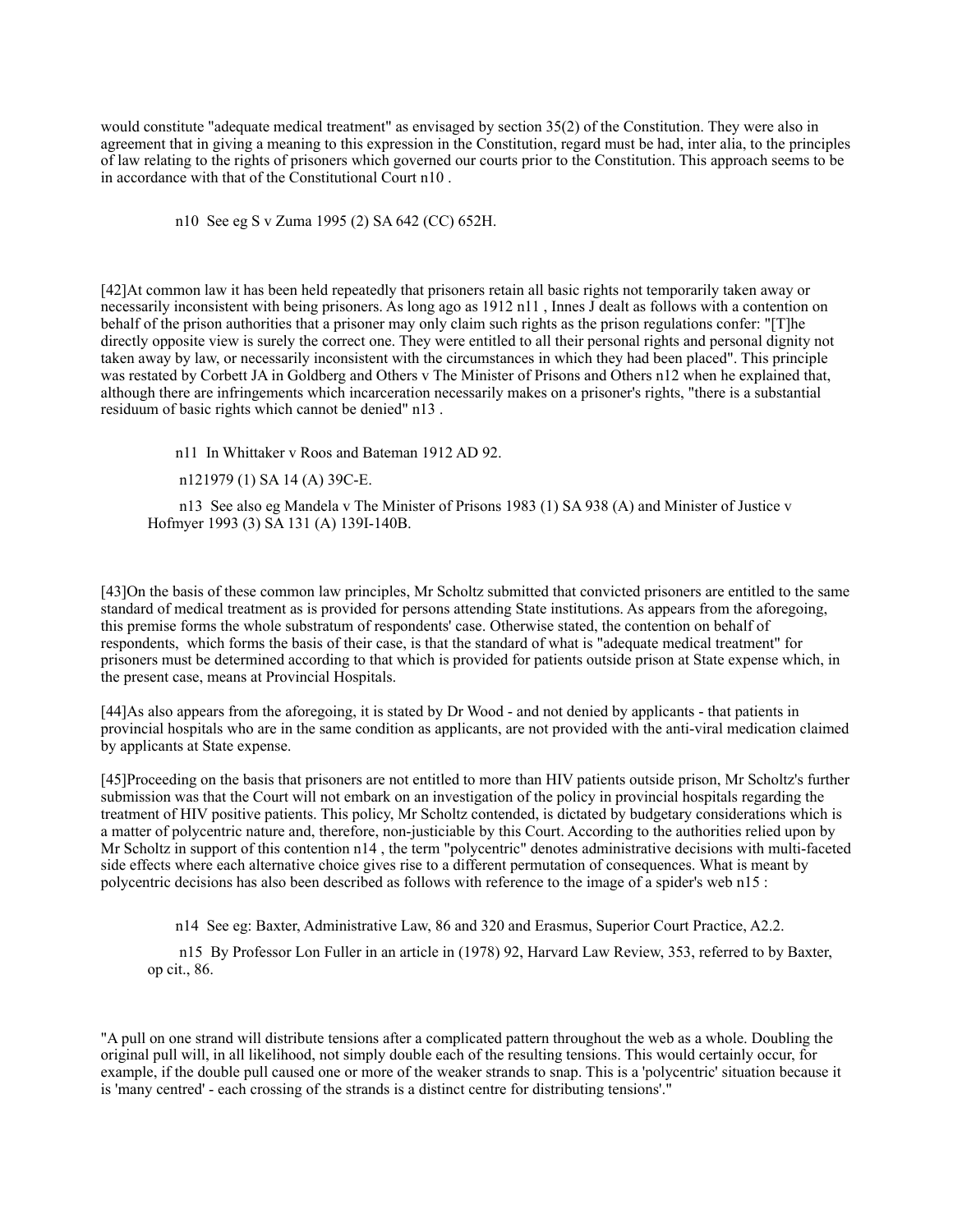would constitute "adequate medical treatment" as envisaged by section 35(2) of the Constitution. They were also in agreement that in giving a meaning to this expression in the Constitution, regard must be had, inter alia, to the principles of law relating to the rights of prisoners which governed our courts prior to the Constitution. This approach seems to be in accordance with that of the Constitutional Court n10 .

n10 See eg S v Zuma 1995 (2) SA 642 (CC) 652H.

[42]At common law it has been held repeatedly that prisoners retain all basic rights not temporarily taken away or necessarily inconsistent with being prisoners. As long ago as 1912 n11 , Innes J dealt as follows with a contention on behalf of the prison authorities that a prisoner may only claim such rights as the prison regulations confer: "[T]he directly opposite view is surely the correct one. They were entitled to all their personal rights and personal dignity not taken away by law, or necessarily inconsistent with the circumstances in which they had been placed". This principle was restated by Corbett JA in Goldberg and Others v The Minister of Prisons and Others n12 when he explained that, although there are infringements which incarceration necessarily makes on a prisoner's rights, "there is a substantial residuum of basic rights which cannot be denied" n13 .

n11 In Whittaker v Roos and Bateman 1912 AD 92.

n121979 (1) SA 14 (A) 39C-E.

n13 See also eg Mandela v The Minister of Prisons 1983 (1) SA 938 (A) and Minister of Justice v Hofmyer 1993 (3) SA 131 (A) 139I-140B.

[43]On the basis of these common law principles, Mr Scholtz submitted that convicted prisoners are entitled to the same standard of medical treatment as is provided for persons attending State institutions. As appears from the aforegoing, this premise forms the whole substratum of respondents' case. Otherwise stated, the contention on behalf of respondents, which forms the basis of their case, is that the standard of what is "adequate medical treatment" for prisoners must be determined according to that which is provided for patients outside prison at State expense which, in the present case, means at Provincial Hospitals.

[44]As also appears from the aforegoing, it is stated by Dr Wood - and not denied by applicants - that patients in provincial hospitals who are in the same condition as applicants, are not provided with the anti-viral medication claimed by applicants at State expense.

[45]Proceeding on the basis that prisoners are not entitled to more than HIV patients outside prison, Mr Scholtz's further submission was that the Court will not embark on an investigation of the policy in provincial hospitals regarding the treatment of HIV positive patients. This policy, Mr Scholtz contended, is dictated by budgetary considerations which is a matter of polycentric nature and, therefore, non-justiciable by this Court. According to the authorities relied upon by Mr Scholtz in support of this contention n14 , the term "polycentric" denotes administrative decisions with multi-faceted side effects where each alternative choice gives rise to a different permutation of consequences. What is meant by polycentric decisions has also been described as follows with reference to the image of a spider's web n15 :

n14 See eg: Baxter, Administrative Law, 86 and 320 and Erasmus, Superior Court Practice, A2.2.

n15 By Professor Lon Fuller in an article in (1978) 92, Harvard Law Review, 353, referred to by Baxter, op cit., 86.

"A pull on one strand will distribute tensions after a complicated pattern throughout the web as a whole. Doubling the original pull will, in all likelihood, not simply double each of the resulting tensions. This would certainly occur, for example, if the double pull caused one or more of the weaker strands to snap. This is a 'polycentric' situation because it is 'many centred' - each crossing of the strands is a distinct centre for distributing tensions'."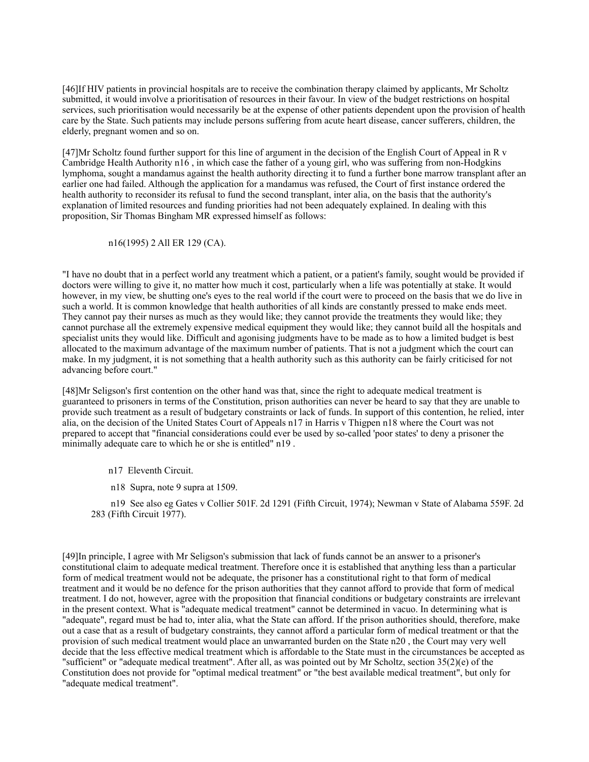[46]If HIV patients in provincial hospitals are to receive the combination therapy claimed by applicants, Mr Scholtz submitted, it would involve a prioritisation of resources in their favour. In view of the budget restrictions on hospital services, such prioritisation would necessarily be at the expense of other patients dependent upon the provision of health care by the State. Such patients may include persons suffering from acute heart disease, cancer sufferers, children, the elderly, pregnant women and so on.

[47]Mr Scholtz found further support for this line of argument in the decision of the English Court of Appeal in R v Cambridge Health Authority n16 , in which case the father of a young girl, who was suffering from non-Hodgkins lymphoma, sought a mandamus against the health authority directing it to fund a further bone marrow transplant after an earlier one had failed. Although the application for a mandamus was refused, the Court of first instance ordered the health authority to reconsider its refusal to fund the second transplant, inter alia, on the basis that the authority's explanation of limited resources and funding priorities had not been adequately explained. In dealing with this proposition, Sir Thomas Bingham MR expressed himself as follows:

n16(1995) 2 All ER 129 (CA).

"I have no doubt that in a perfect world any treatment which a patient, or a patient's family, sought would be provided if doctors were willing to give it, no matter how much it cost, particularly when a life was potentially at stake. It would however, in my view, be shutting one's eyes to the real world if the court were to proceed on the basis that we do live in such a world. It is common knowledge that health authorities of all kinds are constantly pressed to make ends meet. They cannot pay their nurses as much as they would like; they cannot provide the treatments they would like; they cannot purchase all the extremely expensive medical equipment they would like; they cannot build all the hospitals and specialist units they would like. Difficult and agonising judgments have to be made as to how a limited budget is best allocated to the maximum advantage of the maximum number of patients. That is not a judgment which the court can make. In my judgment, it is not something that a health authority such as this authority can be fairly criticised for not advancing before court."

[48]Mr Seligson's first contention on the other hand was that, since the right to adequate medical treatment is guaranteed to prisoners in terms of the Constitution, prison authorities can never be heard to say that they are unable to provide such treatment as a result of budgetary constraints or lack of funds. In support of this contention, he relied, inter alia, on the decision of the United States Court of Appeals n17 in Harris v Thigpen n18 where the Court was not prepared to accept that "financial considerations could ever be used by so-called 'poor states' to deny a prisoner the minimally adequate care to which he or she is entitled" n19 .

n17 Eleventh Circuit.

n18 Supra, note 9 supra at 1509.

n19 See also eg Gates v Collier 501F. 2d 1291 (Fifth Circuit, 1974); Newman v State of Alabama 559F. 2d 283 (Fifth Circuit 1977).

[49]In principle, I agree with Mr Seligson's submission that lack of funds cannot be an answer to a prisoner's constitutional claim to adequate medical treatment. Therefore once it is established that anything less than a particular form of medical treatment would not be adequate, the prisoner has a constitutional right to that form of medical treatment and it would be no defence for the prison authorities that they cannot afford to provide that form of medical treatment. I do not, however, agree with the proposition that financial conditions or budgetary constraints are irrelevant in the present context. What is "adequate medical treatment" cannot be determined in vacuo. In determining what is "adequate", regard must be had to, inter alia, what the State can afford. If the prison authorities should, therefore, make out a case that as a result of budgetary constraints, they cannot afford a particular form of medical treatment or that the provision of such medical treatment would place an unwarranted burden on the State n20 , the Court may very well decide that the less effective medical treatment which is affordable to the State must in the circumstances be accepted as "sufficient" or "adequate medical treatment". After all, as was pointed out by Mr Scholtz, section 35(2)(e) of the Constitution does not provide for "optimal medical treatment" or "the best available medical treatment", but only for "adequate medical treatment".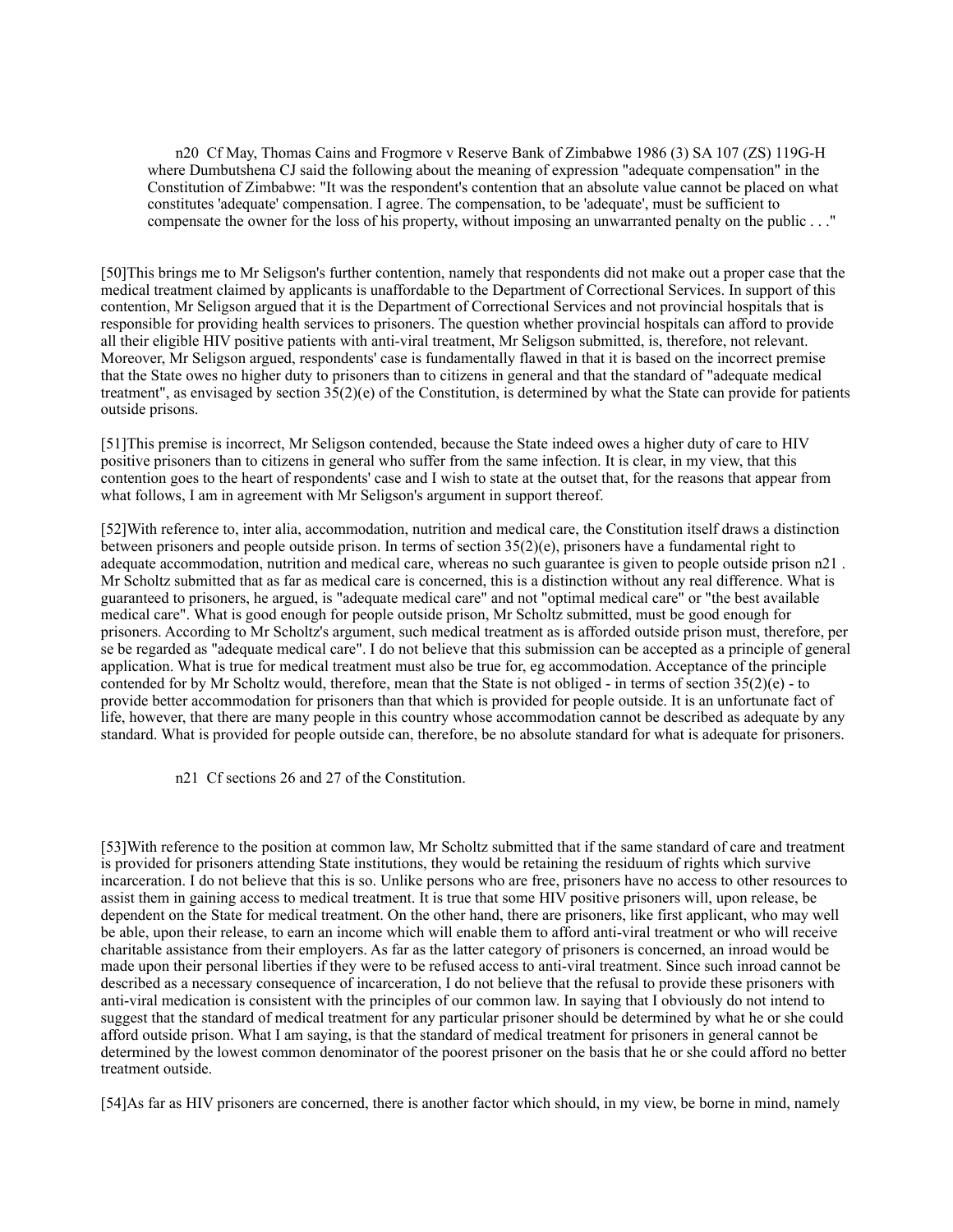n20 Cf May, Thomas Cains and Frogmore v Reserve Bank of Zimbabwe 1986 (3) SA 107 (ZS) 119G-H where Dumbutshena CJ said the following about the meaning of expression "adequate compensation" in the Constitution of Zimbabwe: "It was the respondent's contention that an absolute value cannot be placed on what constitutes 'adequate' compensation. I agree. The compensation, to be 'adequate', must be sufficient to compensate the owner for the loss of his property, without imposing an unwarranted penalty on the public . . ."

[50]This brings me to Mr Seligson's further contention, namely that respondents did not make out a proper case that the medical treatment claimed by applicants is unaffordable to the Department of Correctional Services. In support of this contention, Mr Seligson argued that it is the Department of Correctional Services and not provincial hospitals that is responsible for providing health services to prisoners. The question whether provincial hospitals can afford to provide all their eligible HIV positive patients with anti-viral treatment, Mr Seligson submitted, is, therefore, not relevant. Moreover, Mr Seligson argued, respondents' case is fundamentally flawed in that it is based on the incorrect premise that the State owes no higher duty to prisoners than to citizens in general and that the standard of "adequate medical treatment", as envisaged by section 35(2)(e) of the Constitution, is determined by what the State can provide for patients outside prisons.

[51]This premise is incorrect, Mr Seligson contended, because the State indeed owes a higher duty of care to HIV positive prisoners than to citizens in general who suffer from the same infection. It is clear, in my view, that this contention goes to the heart of respondents' case and I wish to state at the outset that, for the reasons that appear from what follows, I am in agreement with Mr Seligson's argument in support thereof.

[52]With reference to, inter alia, accommodation, nutrition and medical care, the Constitution itself draws a distinction between prisoners and people outside prison. In terms of section 35(2)(e), prisoners have a fundamental right to adequate accommodation, nutrition and medical care, whereas no such guarantee is given to people outside prison n21 . Mr Scholtz submitted that as far as medical care is concerned, this is a distinction without any real difference. What is guaranteed to prisoners, he argued, is "adequate medical care" and not "optimal medical care" or "the best available medical care". What is good enough for people outside prison, Mr Scholtz submitted, must be good enough for prisoners. According to Mr Scholtz's argument, such medical treatment as is afforded outside prison must, therefore, per se be regarded as "adequate medical care". I do not believe that this submission can be accepted as a principle of general application. What is true for medical treatment must also be true for, eg accommodation. Acceptance of the principle contended for by Mr Scholtz would, therefore, mean that the State is not obliged - in terms of section 35(2)(e) - to provide better accommodation for prisoners than that which is provided for people outside. It is an unfortunate fact of life, however, that there are many people in this country whose accommodation cannot be described as adequate by any standard. What is provided for people outside can, therefore, be no absolute standard for what is adequate for prisoners.

n21 Cf sections 26 and 27 of the Constitution.

[53]With reference to the position at common law, Mr Scholtz submitted that if the same standard of care and treatment is provided for prisoners attending State institutions, they would be retaining the residuum of rights which survive incarceration. I do not believe that this is so. Unlike persons who are free, prisoners have no access to other resources to assist them in gaining access to medical treatment. It is true that some HIV positive prisoners will, upon release, be dependent on the State for medical treatment. On the other hand, there are prisoners, like first applicant, who may well be able, upon their release, to earn an income which will enable them to afford anti-viral treatment or who will receive charitable assistance from their employers. As far as the latter category of prisoners is concerned, an inroad would be made upon their personal liberties if they were to be refused access to anti-viral treatment. Since such inroad cannot be described as a necessary consequence of incarceration, I do not believe that the refusal to provide these prisoners with anti-viral medication is consistent with the principles of our common law. In saying that I obviously do not intend to suggest that the standard of medical treatment for any particular prisoner should be determined by what he or she could afford outside prison. What I am saying, is that the standard of medical treatment for prisoners in general cannot be determined by the lowest common denominator of the poorest prisoner on the basis that he or she could afford no better treatment outside.

[54]As far as HIV prisoners are concerned, there is another factor which should, in my view, be borne in mind, namely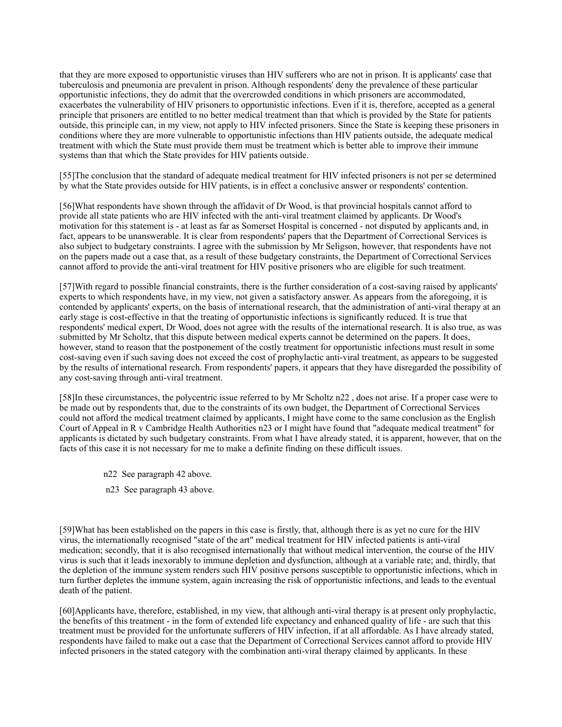that they are more exposed to opportunistic viruses than HIV sufferers who are not in prison. It is applicants' case that tuberculosis and pneumonia are prevalent in prison. Although respondents' deny the prevalence of these particular opportunistic infections, they do admit that the overcrowded conditions in which prisoners are accommodated, exacerbates the vulnerability of HIV prisoners to opportunistic infections. Even if it is, therefore, accepted as a general principle that prisoners are entitled to no better medical treatment than that which is provided by the State for patients outside, this principle can, in my view, not apply to HIV infected prisoners. Since the State is keeping these prisoners in conditions where they are more vulnerable to opportunistic infections than HIV patients outside, the adequate medical treatment with which the State must provide them must be treatment which is better able to improve their immune systems than that which the State provides for HIV patients outside.

[55]The conclusion that the standard of adequate medical treatment for HIV infected prisoners is not per se determined by what the State provides outside for HIV patients, is in effect a conclusive answer or respondents' contention.

[56]What respondents have shown through the affidavit of Dr Wood, is that provincial hospitals cannot afford to provide all state patients who are HIV infected with the anti-viral treatment claimed by applicants. Dr Wood's motivation for this statement is - at least as far as Somerset Hospital is concerned - not disputed by applicants and, in fact, appears to be unanswerable. It is clear from respondents' papers that the Department of Correctional Services is also subject to budgetary constraints. I agree with the submission by Mr Seligson, however, that respondents have not on the papers made out a case that, as a result of these budgetary constraints, the Department of Correctional Services cannot afford to provide the anti-viral treatment for HIV positive prisoners who are eligible for such treatment.

[57]With regard to possible financial constraints, there is the further consideration of a cost-saving raised by applicants' experts to which respondents have, in my view, not given a satisfactory answer. As appears from the aforegoing, it is contended by applicants' experts, on the basis of international research, that the administration of anti-viral therapy at an early stage is cost-effective in that the treating of opportunistic infections is significantly reduced. It is true that respondents' medical expert, Dr Wood, does not agree with the results of the international research. It is also true, as was submitted by Mr Scholtz, that this dispute between medical experts cannot be determined on the papers. It does, however, stand to reason that the postponement of the costly treatment for opportunistic infections must result in some cost-saving even if such saving does not exceed the cost of prophylactic anti-viral treatment, as appears to be suggested by the results of international research. From respondents' papers, it appears that they have disregarded the possibility of any cost-saving through anti-viral treatment.

[58]In these circumstances, the polycentric issue referred to by Mr Scholtz n22 , does not arise. If a proper case were to be made out by respondents that, due to the constraints of its own budget, the Department of Correctional Services could not afford the medical treatment claimed by applicants, I might have come to the same conclusion as the English Court of Appeal in R v Cambridge Health Authorities n23 or I might have found that "adequate medical treatment" for applicants is dictated by such budgetary constraints. From what I have already stated, it is apparent, however, that on the facts of this case it is not necessary for me to make a definite finding on these difficult issues.

n22 See paragraph 42 above.

n23 See paragraph 43 above.

[59]What has been established on the papers in this case is firstly, that, although there is as yet no cure for the HIV virus, the internationally recognised "state of the art" medical treatment for HIV infected patients is anti-viral medication; secondly, that it is also recognised internationally that without medical intervention, the course of the HIV virus is such that it leads inexorably to immune depletion and dysfunction, although at a variable rate; and, thirdly, that the depletion of the immune system renders such HIV positive persons susceptible to opportunistic infections, which in turn further depletes the immune system, again increasing the risk of opportunistic infections, and leads to the eventual death of the patient.

[60]Applicants have, therefore, established, in my view, that although anti-viral therapy is at present only prophylactic, the benefits of this treatment - in the form of extended life expectancy and enhanced quality of life - are such that this treatment must be provided for the unfortunate sufferers of HIV infection, if at all affordable. As I have already stated, respondents have failed to make out a case that the Department of Correctional Services cannot afford to provide HIV infected prisoners in the stated category with the combination anti-viral therapy claimed by applicants. In these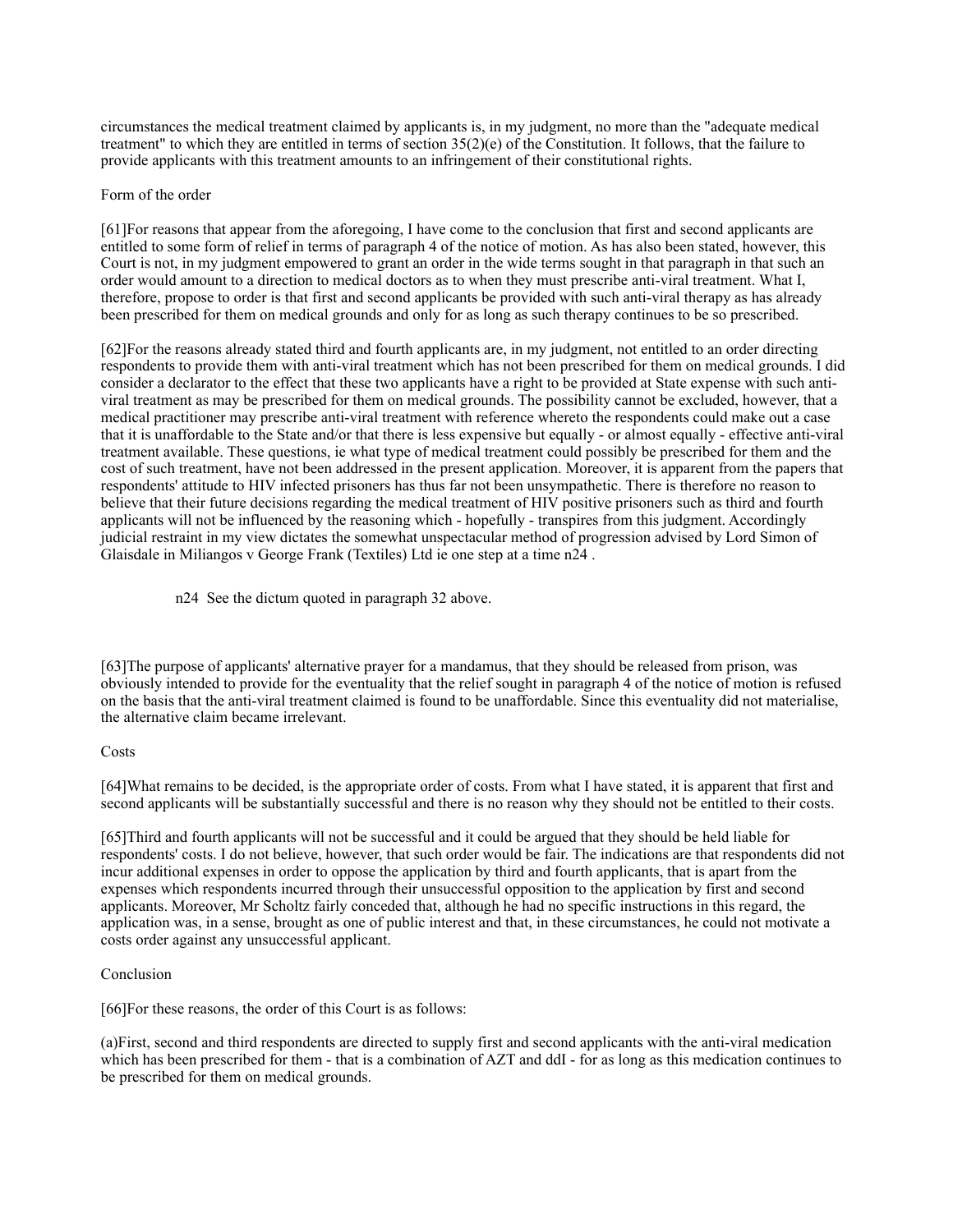circumstances the medical treatment claimed by applicants is, in my judgment, no more than the "adequate medical treatment" to which they are entitled in terms of section 35(2)(e) of the Constitution. It follows, that the failure to provide applicants with this treatment amounts to an infringement of their constitutional rights.

## Form of the order

[61]For reasons that appear from the aforegoing, I have come to the conclusion that first and second applicants are entitled to some form of relief in terms of paragraph 4 of the notice of motion. As has also been stated, however, this Court is not, in my judgment empowered to grant an order in the wide terms sought in that paragraph in that such an order would amount to a direction to medical doctors as to when they must prescribe anti-viral treatment. What I, therefore, propose to order is that first and second applicants be provided with such anti-viral therapy as has already been prescribed for them on medical grounds and only for as long as such therapy continues to be so prescribed.

[62]For the reasons already stated third and fourth applicants are, in my judgment, not entitled to an order directing respondents to provide them with anti-viral treatment which has not been prescribed for them on medical grounds. I did consider a declarator to the effect that these two applicants have a right to be provided at State expense with such anti-viral treatment as may be prescribed for them on medical grounds. The possibility cannot be excluded, however, that a medical practitioner may prescribe anti-viral treatment with reference whereto the respondents could make out a case that it is unaffordable to the State and/or that there is less expensive but equally - or almost equally - effective anti-viral treatment available. These questions, ie what type of medical treatment could possibly be prescribed for them and the cost of such treatment, have not been addressed in the present application. Moreover, it is apparent from the papers that respondents' attitude to HIV infected prisoners has thus far not been unsympathetic. There is therefore no reason to believe that their future decisions regarding the medical treatment of HIV positive prisoners such as third and fourth applicants will not be influenced by the reasoning which - hopefully - transpires from this judgment. Accordingly judicial restraint in my view dictates the somewhat unspectacular method of progression advised by Lord Simon of Glaisdale in Miliangos v George Frank (Textiles) Ltd ie one step at a time n24 .

n24 See the dictum quoted in paragraph 32 above.

[63]The purpose of applicants' alternative prayer for a mandamus, that they should be released from prison, was obviously intended to provide for the eventuality that the relief sought in paragraph 4 of the notice of motion is refused on the basis that the anti-viral treatment claimed is found to be unaffordable. Since this eventuality did not materialise, the alternative claim became irrelevant.

## Costs

[64]What remains to be decided, is the appropriate order of costs. From what I have stated, it is apparent that first and second applicants will be substantially successful and there is no reason why they should not be entitled to their costs.

[65]Third and fourth applicants will not be successful and it could be argued that they should be held liable for respondents' costs. I do not believe, however, that such order would be fair. The indications are that respondents did not incur additional expenses in order to oppose the application by third and fourth applicants, that is apart from the expenses which respondents incurred through their unsuccessful opposition to the application by first and second applicants. Moreover, Mr Scholtz fairly conceded that, although he had no specific instructions in this regard, the application was, in a sense, brought as one of public interest and that, in these circumstances, he could not motivate a costs order against any unsuccessful applicant.

## Conclusion

[66]For these reasons, the order of this Court is as follows:

(a)First, second and third respondents are directed to supply first and second applicants with the anti-viral medication which has been prescribed for them - that is a combination of AZT and ddI - for as long as this medication continues to be prescribed for them on medical grounds.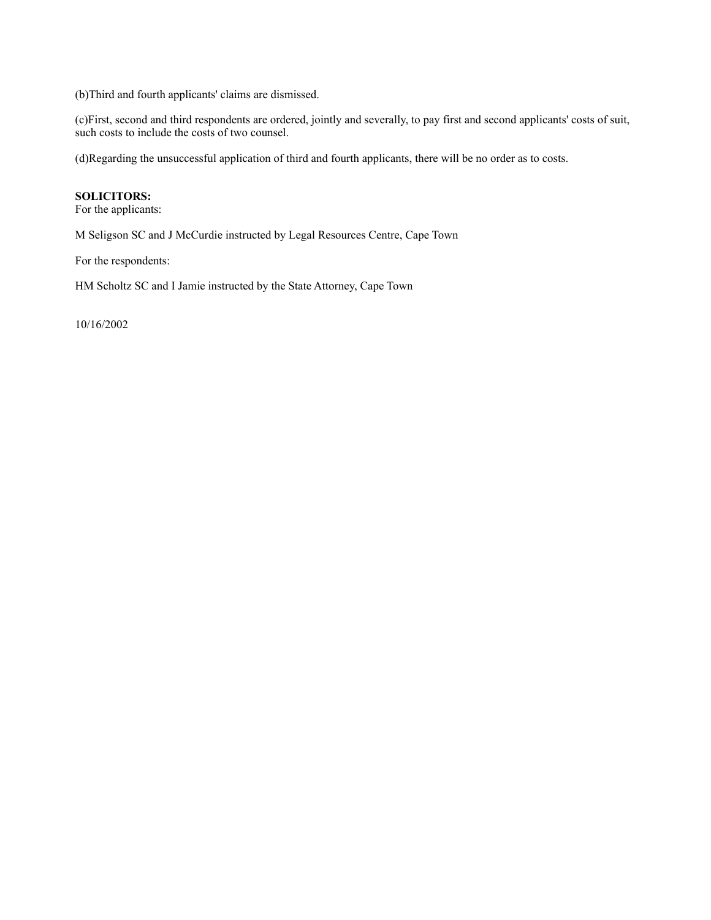(b)Third and fourth applicants' claims are dismissed.

(c)First, second and third respondents are ordered, jointly and severally, to pay first and second applicants' costs of suit, such costs to include the costs of two counsel.

(d)Regarding the unsuccessful application of third and fourth applicants, there will be no order as to costs.

**SOLICITORS:**
For the applicants:

M Seligson SC and J McCurdie instructed by Legal Resources Centre, Cape Town

For the respondents:

HM Scholtz SC and I Jamie instructed by the State Attorney, Cape Town

10/16/2002